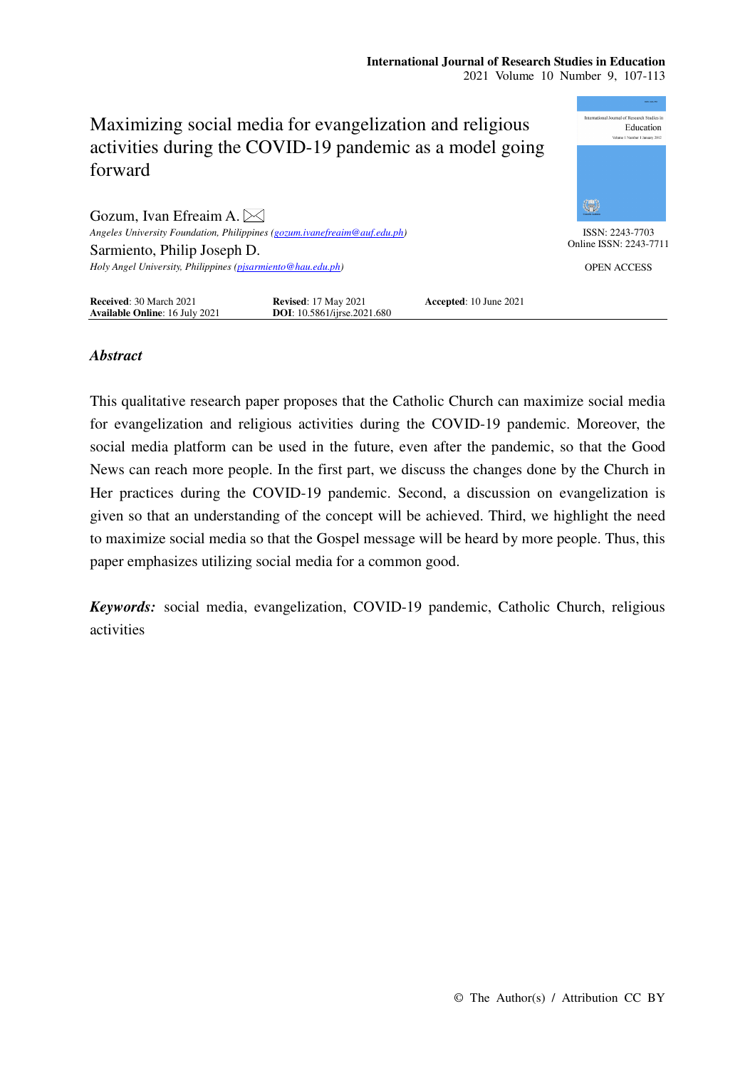# Maximizing social media for evangelization and religious activities during the COVID-19 pandemic as a model going forward

Gozum, Ivan Efreaim A. ✉
*Angeles University Foundation, Philippines (gozum.ivanefreaim@auf.edu.ph)*

Sarmiento, Philip Joseph D.
*Holy Angel University, Philippines (pjsarmiento@hau.edu.ph)*

ISSN: 2243-7703
Online ISSN: 2243-7711

OPEN ACCESS

**Received**: 30 March 2021 **Revised**: 17 May 2021 **Accepted**: 10 June 2021
**Available Online**: 16 July 2021 **DOI**: 10.5861/ijrse.2021.680

## *Abstract*

This qualitative research paper proposes that the Catholic Church can maximize social media for evangelization and religious activities during the COVID-19 pandemic. Moreover, the social media platform can be used in the future, even after the pandemic, so that the Good News can reach more people. In the first part, we discuss the changes done by the Church in Her practices during the COVID-19 pandemic. Second, a discussion on evangelization is given so that an understanding of the concept will be achieved. Third, we highlight the need to maximize social media so that the Gospel message will be heard by more people. Thus, this paper emphasizes utilizing social media for a common good.

***Keywords:*** social media, evangelization, COVID-19 pandemic, Catholic Church, religious activities

© The Author(s) / Attribution CC BY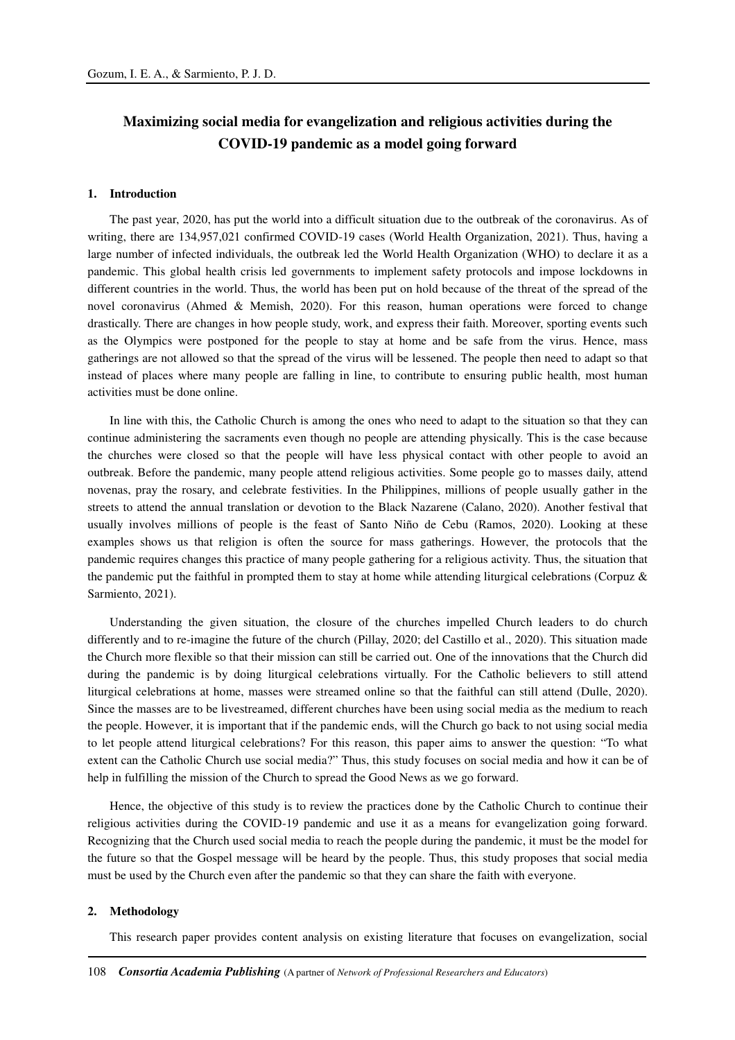# Maximizing social media for evangelization and religious activities during the COVID-19 pandemic as a model going forward

## 1. Introduction

The past year, 2020, has put the world into a difficult situation due to the outbreak of the coronavirus. As of writing, there are 134,957,021 confirmed COVID-19 cases (World Health Organization, 2021). Thus, having a large number of infected individuals, the outbreak led the World Health Organization (WHO) to declare it as a pandemic. This global health crisis led governments to implement safety protocols and impose lockdowns in different countries in the world. Thus, the world has been put on hold because of the threat of the spread of the novel coronavirus (Ahmed & Memish, 2020). For this reason, human operations were forced to change drastically. There are changes in how people study, work, and express their faith. Moreover, sporting events such as the Olympics were postponed for the people to stay at home and be safe from the virus. Hence, mass gatherings are not allowed so that the spread of the virus will be lessened. The people then need to adapt so that instead of places where many people are falling in line, to contribute to ensuring public health, most human activities must be done online.

In line with this, the Catholic Church is among the ones who need to adapt to the situation so that they can continue administering the sacraments even though no people are attending physically. This is the case because the churches were closed so that the people will have less physical contact with other people to avoid an outbreak. Before the pandemic, many people attend religious activities. Some people go to masses daily, attend novenas, pray the rosary, and celebrate festivities. In the Philippines, millions of people usually gather in the streets to attend the annual translation or devotion to the Black Nazarene (Calano, 2020). Another festival that usually involves millions of people is the feast of Santo Niño de Cebu (Ramos, 2020). Looking at these examples shows us that religion is often the source for mass gatherings. However, the protocols that the pandemic requires changes this practice of many people gathering for a religious activity. Thus, the situation that the pandemic put the faithful in prompted them to stay at home while attending liturgical celebrations (Corpuz & Sarmiento, 2021).

Understanding the given situation, the closure of the churches impelled Church leaders to do church differently and to re-imagine the future of the church (Pillay, 2020; del Castillo et al., 2020). This situation made the Church more flexible so that their mission can still be carried out. One of the innovations that the Church did during the pandemic is by doing liturgical celebrations virtually. For the Catholic believers to still attend liturgical celebrations at home, masses were streamed online so that the faithful can still attend (Dulle, 2020). Since the masses are to be livestreamed, different churches have been using social media as the medium to reach the people. However, it is important that if the pandemic ends, will the Church go back to not using social media to let people attend liturgical celebrations? For this reason, this paper aims to answer the question: "To what extent can the Catholic Church use social media?" Thus, this study focuses on social media and how it can be of help in fulfilling the mission of the Church to spread the Good News as we go forward.

Hence, the objective of this study is to review the practices done by the Catholic Church to continue their religious activities during the COVID-19 pandemic and use it as a means for evangelization going forward. Recognizing that the Church used social media to reach the people during the pandemic, it must be the model for the future so that the Gospel message will be heard by the people. Thus, this study proposes that social media must be used by the Church even after the pandemic so that they can share the faith with everyone.

## 2. Methodology

This research paper provides content analysis on existing literature that focuses on evangelization, social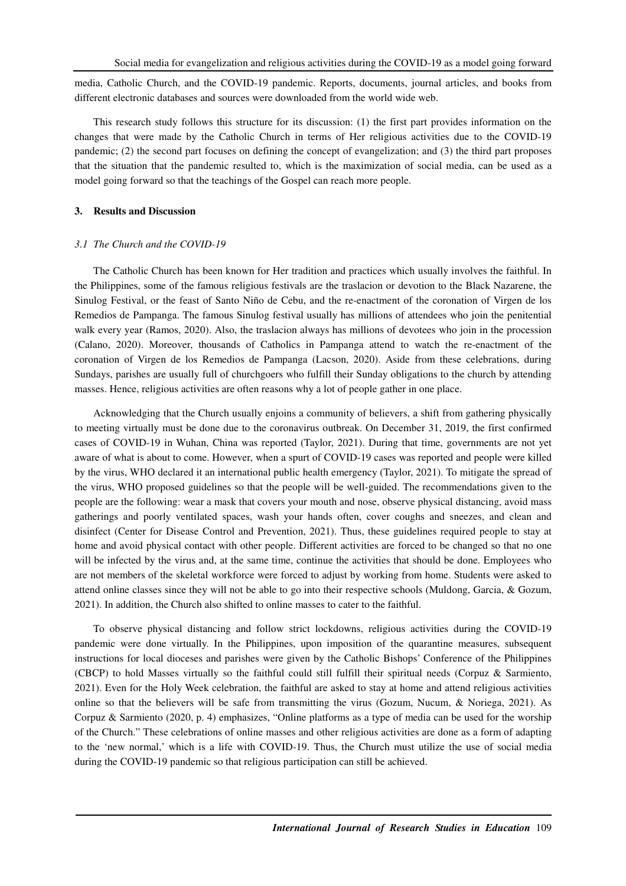media, Catholic Church, and the COVID-19 pandemic. Reports, documents, journal articles, and books from different electronic databases and sources were downloaded from the world wide web.

This research study follows this structure for its discussion: (1) the first part provides information on the changes that were made by the Catholic Church in terms of Her religious activities due to the COVID-19 pandemic; (2) the second part focuses on defining the concept of evangelization; and (3) the third part proposes that the situation that the pandemic resulted to, which is the maximization of social media, can be used as a model going forward so that the teachings of the Gospel can reach more people.

## 3. Results and Discussion

### *3.1 The Church and the COVID-19*

The Catholic Church has been known for Her tradition and practices which usually involves the faithful. In the Philippines, some of the famous religious festivals are the traslacion or devotion to the Black Nazarene, the Sinulog Festival, or the feast of Santo Niño de Cebu, and the re-enactment of the coronation of Virgen de los Remedios de Pampanga. The famous Sinulog festival usually has millions of attendees who join the penitential walk every year (Ramos, 2020). Also, the traslacion always has millions of devotees who join in the procession (Calano, 2020). Moreover, thousands of Catholics in Pampanga attend to watch the re-enactment of the coronation of Virgen de los Remedios de Pampanga (Lacson, 2020). Aside from these celebrations, during Sundays, parishes are usually full of churchgoers who fulfill their Sunday obligations to the church by attending masses. Hence, religious activities are often reasons why a lot of people gather in one place.

Acknowledging that the Church usually enjoins a community of believers, a shift from gathering physically to meeting virtually must be done due to the coronavirus outbreak. On December 31, 2019, the first confirmed cases of COVID-19 in Wuhan, China was reported (Taylor, 2021). During that time, governments are not yet aware of what is about to come. However, when a spurt of COVID-19 cases was reported and people were killed by the virus, WHO declared it an international public health emergency (Taylor, 2021). To mitigate the spread of the virus, WHO proposed guidelines so that the people will be well-guided. The recommendations given to the people are the following: wear a mask that covers your mouth and nose, observe physical distancing, avoid mass gatherings and poorly ventilated spaces, wash your hands often, cover coughs and sneezes, and clean and disinfect (Center for Disease Control and Prevention, 2021). Thus, these guidelines required people to stay at home and avoid physical contact with other people. Different activities are forced to be changed so that no one will be infected by the virus and, at the same time, continue the activities that should be done. Employees who are not members of the skeletal workforce were forced to adjust by working from home. Students were asked to attend online classes since they will not be able to go into their respective schools (Muldong, Garcia, & Gozum, 2021). In addition, the Church also shifted to online masses to cater to the faithful.

To observe physical distancing and follow strict lockdowns, religious activities during the COVID-19 pandemic were done virtually. In the Philippines, upon imposition of the quarantine measures, subsequent instructions for local dioceses and parishes were given by the Catholic Bishops' Conference of the Philippines (CBCP) to hold Masses virtually so the faithful could still fulfill their spiritual needs (Corpuz & Sarmiento, 2021). Even for the Holy Week celebration, the faithful are asked to stay at home and attend religious activities online so that the believers will be safe from transmitting the virus (Gozum, Nucum, & Noriega, 2021). As Corpuz & Sarmiento (2020, p. 4) emphasizes, "Online platforms as a type of media can be used for the worship of the Church." These celebrations of online masses and other religious activities are done as a form of adapting to the 'new normal,' which is a life with COVID-19. Thus, the Church must utilize the use of social media during the COVID-19 pandemic so that religious participation can still be achieved.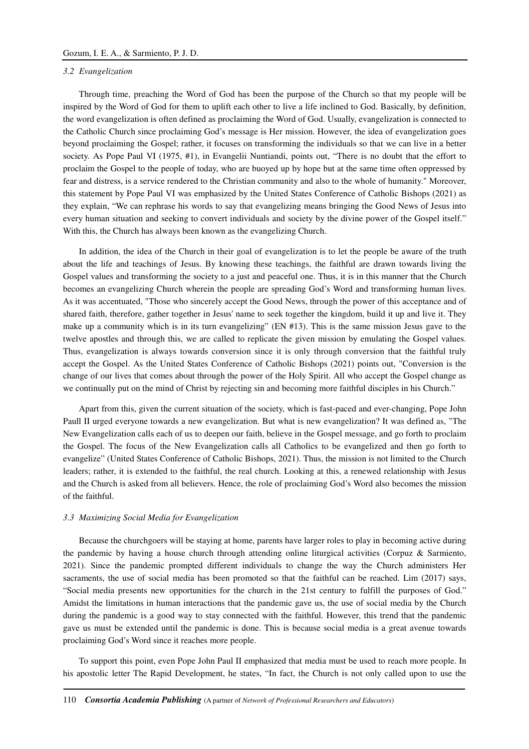### *3.2 Evangelization*

Through time, preaching the Word of God has been the purpose of the Church so that my people will be inspired by the Word of God for them to uplift each other to live a life inclined to God. Basically, by definition, the word evangelization is often defined as proclaiming the Word of God. Usually, evangelization is connected to the Catholic Church since proclaiming God's message is Her mission. However, the idea of evangelization goes beyond proclaiming the Gospel; rather, it focuses on transforming the individuals so that we can live in a better society. As Pope Paul VI (1975, #1), in Evangelii Nuntiandi, points out, "There is no doubt that the effort to proclaim the Gospel to the people of today, who are buoyed up by hope but at the same time often oppressed by fear and distress, is a service rendered to the Christian community and also to the whole of humanity." Moreover, this statement by Pope Paul VI was emphasized by the United States Conference of Catholic Bishops (2021) as they explain, "We can rephrase his words to say that evangelizing means bringing the Good News of Jesus into every human situation and seeking to convert individuals and society by the divine power of the Gospel itself." With this, the Church has always been known as the evangelizing Church.

In addition, the idea of the Church in their goal of evangelization is to let the people be aware of the truth about the life and teachings of Jesus. By knowing these teachings, the faithful are drawn towards living the Gospel values and transforming the society to a just and peaceful one. Thus, it is in this manner that the Church becomes an evangelizing Church wherein the people are spreading God's Word and transforming human lives. As it was accentuated, "Those who sincerely accept the Good News, through the power of this acceptance and of shared faith, therefore, gather together in Jesus' name to seek together the kingdom, build it up and live it. They make up a community which is in its turn evangelizing" (EN #13). This is the same mission Jesus gave to the twelve apostles and through this, we are called to replicate the given mission by emulating the Gospel values. Thus, evangelization is always towards conversion since it is only through conversion that the faithful truly accept the Gospel. As the United States Conference of Catholic Bishops (2021) points out, "Conversion is the change of our lives that comes about through the power of the Holy Spirit. All who accept the Gospel change as we continually put on the mind of Christ by rejecting sin and becoming more faithful disciples in his Church."

Apart from this, given the current situation of the society, which is fast-paced and ever-changing, Pope John Paull II urged everyone towards a new evangelization. But what is new evangelization? It was defined as, "The New Evangelization calls each of us to deepen our faith, believe in the Gospel message, and go forth to proclaim the Gospel. The focus of the New Evangelization calls all Catholics to be evangelized and then go forth to evangelize" (United States Conference of Catholic Bishops, 2021). Thus, the mission is not limited to the Church leaders; rather, it is extended to the faithful, the real church. Looking at this, a renewed relationship with Jesus and the Church is asked from all believers. Hence, the role of proclaiming God's Word also becomes the mission of the faithful.

### *3.3 Maximizing Social Media for Evangelization*

Because the churchgoers will be staying at home, parents have larger roles to play in becoming active during the pandemic by having a house church through attending online liturgical activities (Corpuz & Sarmiento, 2021). Since the pandemic prompted different individuals to change the way the Church administers Her sacraments, the use of social media has been promoted so that the faithful can be reached. Lim (2017) says, "Social media presents new opportunities for the church in the 21st century to fulfill the purposes of God." Amidst the limitations in human interactions that the pandemic gave us, the use of social media by the Church during the pandemic is a good way to stay connected with the faithful. However, this trend that the pandemic gave us must be extended until the pandemic is done. This is because social media is a great avenue towards proclaiming God's Word since it reaches more people.

To support this point, even Pope John Paul II emphasized that media must be used to reach more people. In his apostolic letter The Rapid Development, he states, "In fact, the Church is not only called upon to use the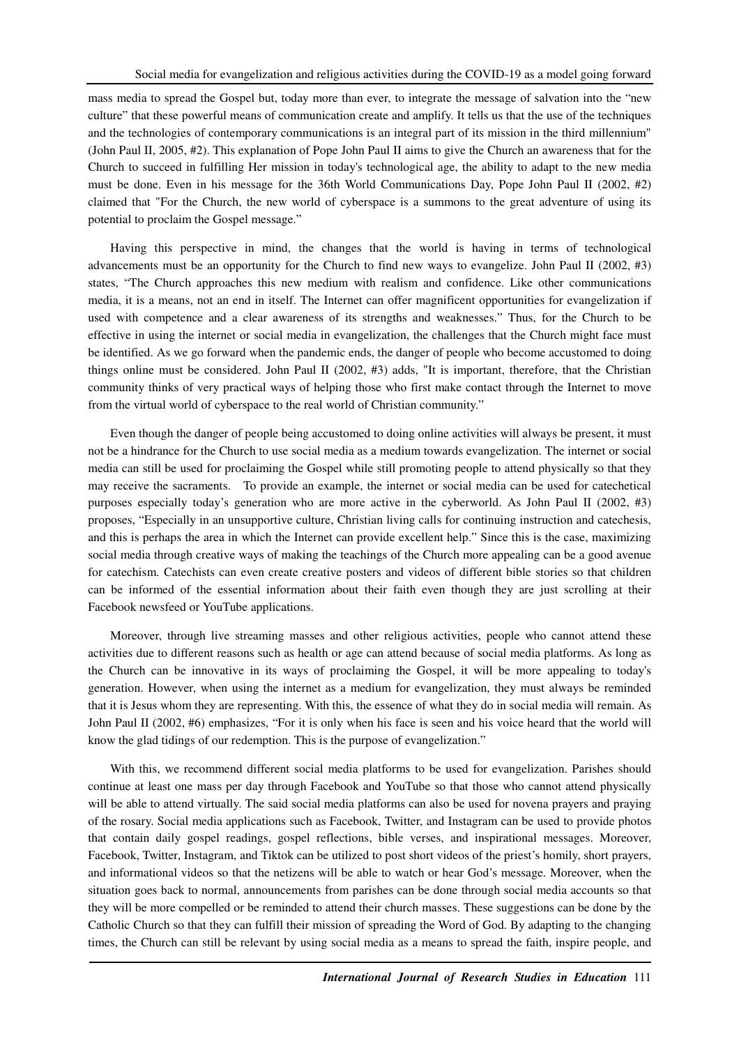mass media to spread the Gospel but, today more than ever, to integrate the message of salvation into the "new culture" that these powerful means of communication create and amplify. It tells us that the use of the techniques and the technologies of contemporary communications is an integral part of its mission in the third millennium" (John Paul II, 2005, #2). This explanation of Pope John Paul II aims to give the Church an awareness that for the Church to succeed in fulfilling Her mission in today's technological age, the ability to adapt to the new media must be done. Even in his message for the 36th World Communications Day, Pope John Paul II (2002, #2) claimed that "For the Church, the new world of cyberspace is a summons to the great adventure of using its potential to proclaim the Gospel message."

Having this perspective in mind, the changes that the world is having in terms of technological advancements must be an opportunity for the Church to find new ways to evangelize. John Paul II (2002, #3) states, "The Church approaches this new medium with realism and confidence. Like other communications media, it is a means, not an end in itself. The Internet can offer magnificent opportunities for evangelization if used with competence and a clear awareness of its strengths and weaknesses." Thus, for the Church to be effective in using the internet or social media in evangelization, the challenges that the Church might face must be identified. As we go forward when the pandemic ends, the danger of people who become accustomed to doing things online must be considered. John Paul II (2002, #3) adds, "It is important, therefore, that the Christian community thinks of very practical ways of helping those who first make contact through the Internet to move from the virtual world of cyberspace to the real world of Christian community."

Even though the danger of people being accustomed to doing online activities will always be present, it must not be a hindrance for the Church to use social media as a medium towards evangelization. The internet or social media can still be used for proclaiming the Gospel while still promoting people to attend physically so that they may receive the sacraments. To provide an example, the internet or social media can be used for catechetical purposes especially today's generation who are more active in the cyberworld. As John Paul II (2002, #3) proposes, "Especially in an unsupportive culture, Christian living calls for continuing instruction and catechesis, and this is perhaps the area in which the Internet can provide excellent help." Since this is the case, maximizing social media through creative ways of making the teachings of the Church more appealing can be a good avenue for catechism. Catechists can even create creative posters and videos of different bible stories so that children can be informed of the essential information about their faith even though they are just scrolling at their Facebook newsfeed or YouTube applications.

Moreover, through live streaming masses and other religious activities, people who cannot attend these activities due to different reasons such as health or age can attend because of social media platforms. As long as the Church can be innovative in its ways of proclaiming the Gospel, it will be more appealing to today's generation. However, when using the internet as a medium for evangelization, they must always be reminded that it is Jesus whom they are representing. With this, the essence of what they do in social media will remain. As John Paul II (2002, #6) emphasizes, "For it is only when his face is seen and his voice heard that the world will know the glad tidings of our redemption. This is the purpose of evangelization."

With this, we recommend different social media platforms to be used for evangelization. Parishes should continue at least one mass per day through Facebook and YouTube so that those who cannot attend physically will be able to attend virtually. The said social media platforms can also be used for novena prayers and praying of the rosary. Social media applications such as Facebook, Twitter, and Instagram can be used to provide photos that contain daily gospel readings, gospel reflections, bible verses, and inspirational messages. Moreover, Facebook, Twitter, Instagram, and Tiktok can be utilized to post short videos of the priest's homily, short prayers, and informational videos so that the netizens will be able to watch or hear God's message. Moreover, when the situation goes back to normal, announcements from parishes can be done through social media accounts so that they will be more compelled or be reminded to attend their church masses. These suggestions can be done by the Catholic Church so that they can fulfill their mission of spreading the Word of God. By adapting to the changing times, the Church can still be relevant by using social media as a means to spread the faith, inspire people, and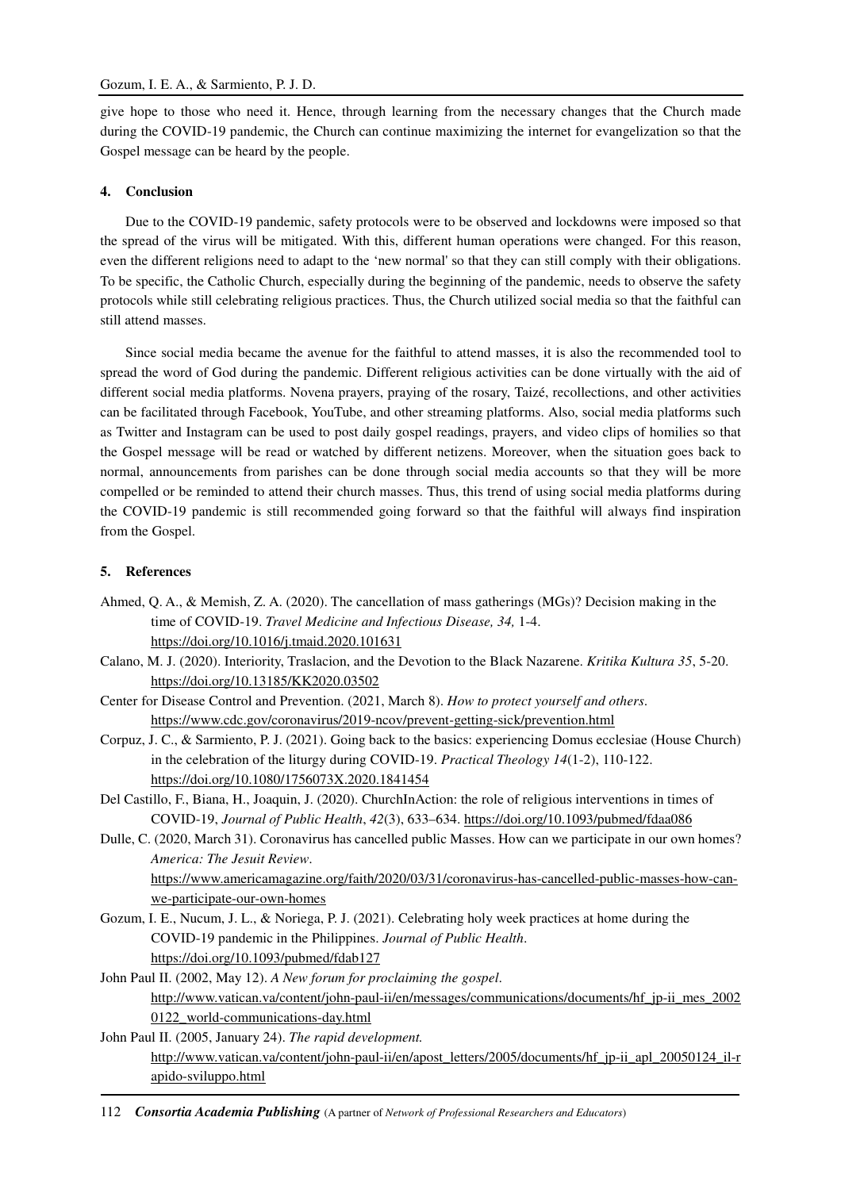give hope to those who need it. Hence, through learning from the necessary changes that the Church made during the COVID-19 pandemic, the Church can continue maximizing the internet for evangelization so that the Gospel message can be heard by the people.

## 4. Conclusion

Due to the COVID-19 pandemic, safety protocols were to be observed and lockdowns were imposed so that the spread of the virus will be mitigated. With this, different human operations were changed. For this reason, even the different religions need to adapt to the 'new normal' so that they can still comply with their obligations. To be specific, the Catholic Church, especially during the beginning of the pandemic, needs to observe the safety protocols while still celebrating religious practices. Thus, the Church utilized social media so that the faithful can still attend masses.

Since social media became the avenue for the faithful to attend masses, it is also the recommended tool to spread the word of God during the pandemic. Different religious activities can be done virtually with the aid of different social media platforms. Novena prayers, praying of the rosary, Taizé, recollections, and other activities can be facilitated through Facebook, YouTube, and other streaming platforms. Also, social media platforms such as Twitter and Instagram can be used to post daily gospel readings, prayers, and video clips of homilies so that the Gospel message will be read or watched by different netizens. Moreover, when the situation goes back to normal, announcements from parishes can be done through social media accounts so that they will be more compelled or be reminded to attend their church masses. Thus, this trend of using social media platforms during the COVID-19 pandemic is still recommended going forward so that the faithful will always find inspiration from the Gospel.

## 5. References

Ahmed, Q. A., & Memish, Z. A. (2020). The cancellation of mass gatherings (MGs)? Decision making in the time of COVID-19. *Travel Medicine and Infectious Disease, 34,* 1-4. https://doi.org/10.1016/j.tmaid.2020.101631

Calano, M. J. (2020). Interiority, Traslacion, and the Devotion to the Black Nazarene. *Kritika Kultura 35*, 5-20. https://doi.org/10.13185/KK2020.03502

Center for Disease Control and Prevention. (2021, March 8). *How to protect yourself and others*. https://www.cdc.gov/coronavirus/2019-ncov/prevent-getting-sick/prevention.html

Corpuz, J. C., & Sarmiento, P. J. (2021). Going back to the basics: experiencing Domus ecclesiae (House Church) in the celebration of the liturgy during COVID-19. *Practical Theology 14*(1-2), 110-122. https://doi.org/10.1080/1756073X.2020.1841454

Del Castillo, F., Biana, H., Joaquin, J. (2020). ChurchInAction: the role of religious interventions in times of COVID-19, *Journal of Public Health*, *42*(3), 633–634. https://doi.org/10.1093/pubmed/fdaa086

Dulle, C. (2020, March 31). Coronavirus has cancelled public Masses. How can we participate in our own homes? *America: The Jesuit Review*. https://www.americamagazine.org/faith/2020/03/31/coronavirus-has-cancelled-public-masses-how-can-we-participate-our-own-homes

Gozum, I. E., Nucum, J. L., & Noriega, P. J. (2021). Celebrating holy week practices at home during the COVID-19 pandemic in the Philippines. *Journal of Public Health*. https://doi.org/10.1093/pubmed/fdab127

John Paul II. (2002, May 12). *A New forum for proclaiming the gospel*. http://www.vatican.va/content/john-paul-ii/en/messages/communications/documents/hf_jp-ii_mes_20020122_world-communications-day.html

John Paul II. (2005, January 24). *The rapid development.* http://www.vatican.va/content/john-paul-ii/en/apost_letters/2005/documents/hf_jp-ii_apl_20050124_il-rapido-sviluppo.html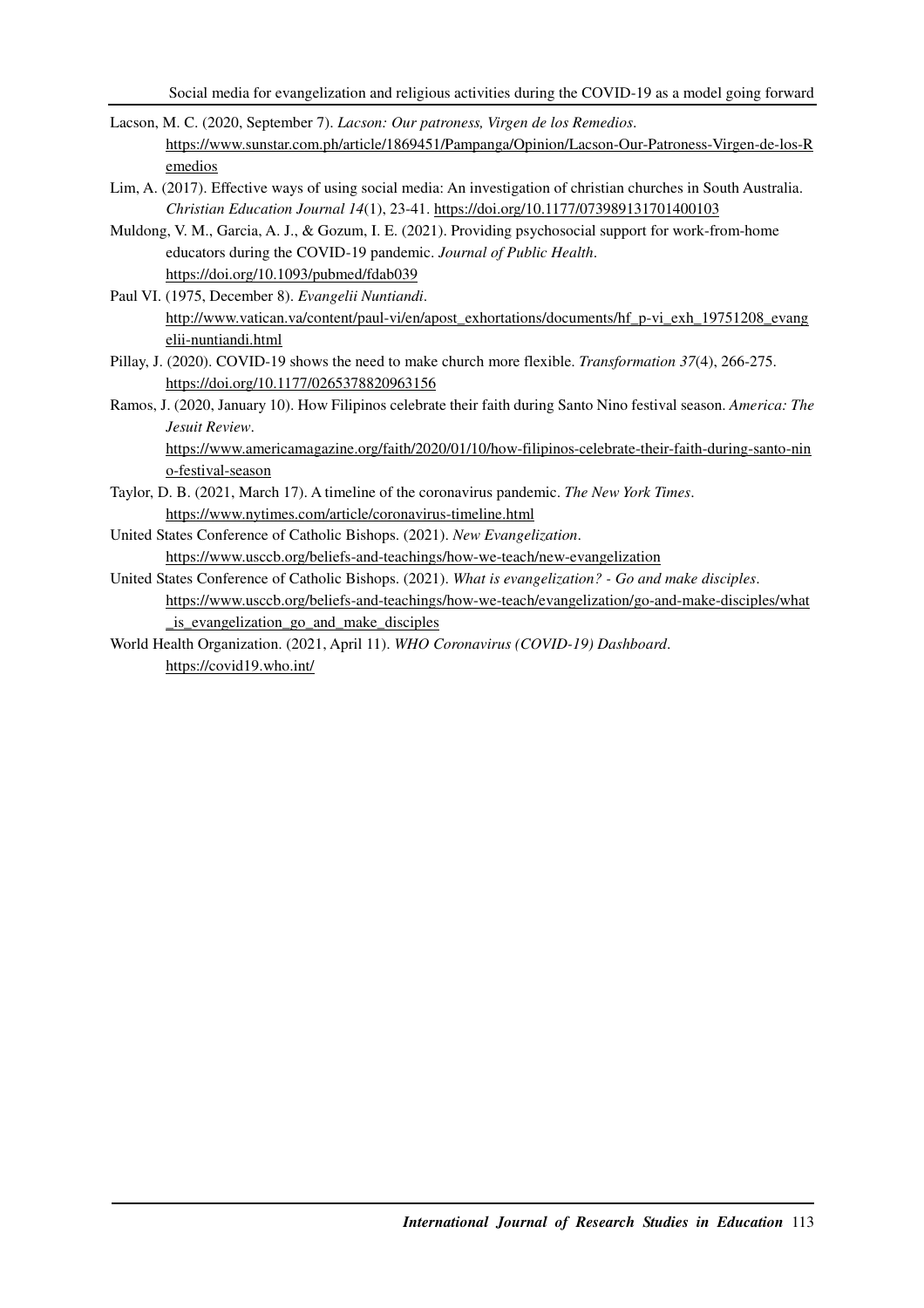Lacson, M. C. (2020, September 7). *Lacson: Our patroness, Virgen de los Remedios*. https://www.sunstar.com.ph/article/1869451/Pampanga/Opinion/Lacson-Our-Patroness-Virgen-de-los-Remedios

Lim, A. (2017). Effective ways of using social media: An investigation of christian churches in South Australia. *Christian Education Journal 14*(1), 23-41. https://doi.org/10.1177/073989131701400103

Muldong, V. M., Garcia, A. J., & Gozum, I. E. (2021). Providing psychosocial support for work-from-home educators during the COVID-19 pandemic. *Journal of Public Health*. https://doi.org/10.1093/pubmed/fdab039

Paul VI. (1975, December 8). *Evangelii Nuntiandi*. http://www.vatican.va/content/paul-vi/en/apost_exhortations/documents/hf_p-vi_exh_19751208_evangelii-nuntiandi.html

Pillay, J. (2020). COVID-19 shows the need to make church more flexible. *Transformation 37*(4), 266-275. https://doi.org/10.1177/0265378820963156

Ramos, J. (2020, January 10). How Filipinos celebrate their faith during Santo Nino festival season. *America: The Jesuit Review*. https://www.americamagazine.org/faith/2020/01/10/how-filipinos-celebrate-their-faith-during-santo-nino-festival-season

Taylor, D. B. (2021, March 17). A timeline of the coronavirus pandemic. *The New York Times*. https://www.nytimes.com/article/coronavirus-timeline.html

United States Conference of Catholic Bishops. (2021). *New Evangelization*. https://www.usccb.org/beliefs-and-teachings/how-we-teach/new-evangelization

United States Conference of Catholic Bishops. (2021). *What is evangelization? - Go and make disciples*. https://www.usccb.org/beliefs-and-teachings/how-we-teach/evangelization/go-and-make-disciples/what_is_evangelization_go_and_make_disciples

World Health Organization. (2021, April 11). *WHO Coronavirus (COVID-19) Dashboard*. https://covid19.who.int/